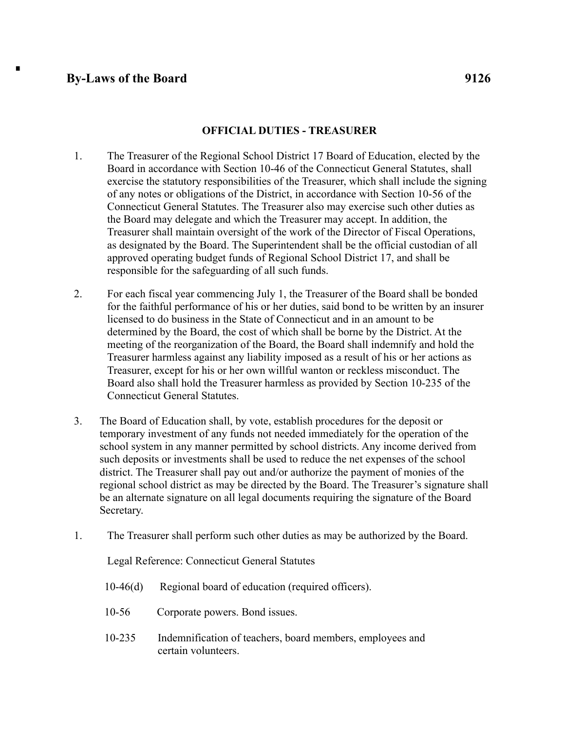# By-Laws of the Board 9126

### OFFICIAL DUTIES - TREASURER

1. The Treasurer of the Regional School District 17 Board of Education, elected by the Board in accordance with Section 10-46 of the Connecticut General Statutes, shall exercise the statutory responsibilities of the Treasurer, which shall include the signing of any notes or obligations of the District, in accordance with Section 10-56 of the Connecticut General Statutes. The Treasurer also may exercise such other duties as the Board may delegate and which the Treasurer may accept. In addition, the Treasurer shall maintain oversight of the work of the Director of Fiscal Operations, as designated by the Board. The Superintendent shall be the official custodian of all approved operating budget funds of Regional School District 17, and shall be responsible for the safeguarding of all such funds.

2. For each fiscal year commencing July 1, the Treasurer of the Board shall be bonded for the faithful performance of his or her duties, said bond to be written by an insurer licensed to do business in the State of Connecticut and in an amount to be determined by the Board, the cost of which shall be borne by the District. At the meeting of the reorganization of the Board, the Board shall indemnify and hold the Treasurer harmless against any liability imposed as a result of his or her actions as Treasurer, except for his or her own willful wanton or reckless misconduct. The Board also shall hold the Treasurer harmless as provided by Section 10-235 of the Connecticut General Statutes.

3. The Board of Education shall, by vote, establish procedures for the deposit or temporary investment of any funds not needed immediately for the operation of the school system in any manner permitted by school districts. Any income derived from such deposits or investments shall be used to reduce the net expenses of the school district. The Treasurer shall pay out and/or authorize the payment of monies of the regional school district as may be directed by the Board. The Treasurer's signature shall be an alternate signature on all legal documents requiring the signature of the Board Secretary.

1. The Treasurer shall perform such other duties as may be authorized by the Board.

Legal Reference: Connecticut General Statutes

| | |
|---|---|
| 10-46(d) | Regional board of education (required officers). |
| 10-56 | Corporate powers. Bond issues. |
| 10-235 | Indemnification of teachers, board members, employees and certain volunteers. |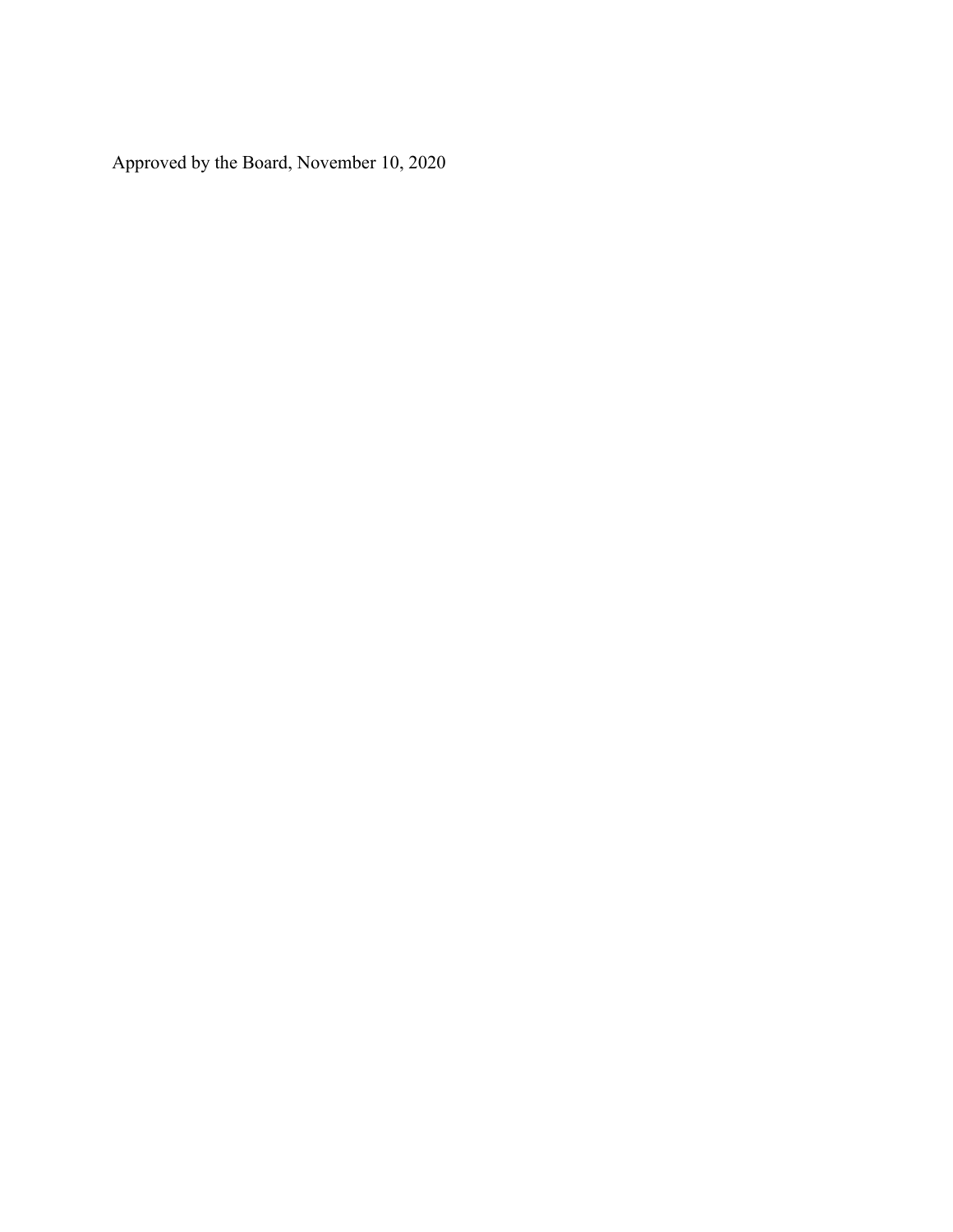Approved by the Board, November 10, 2020